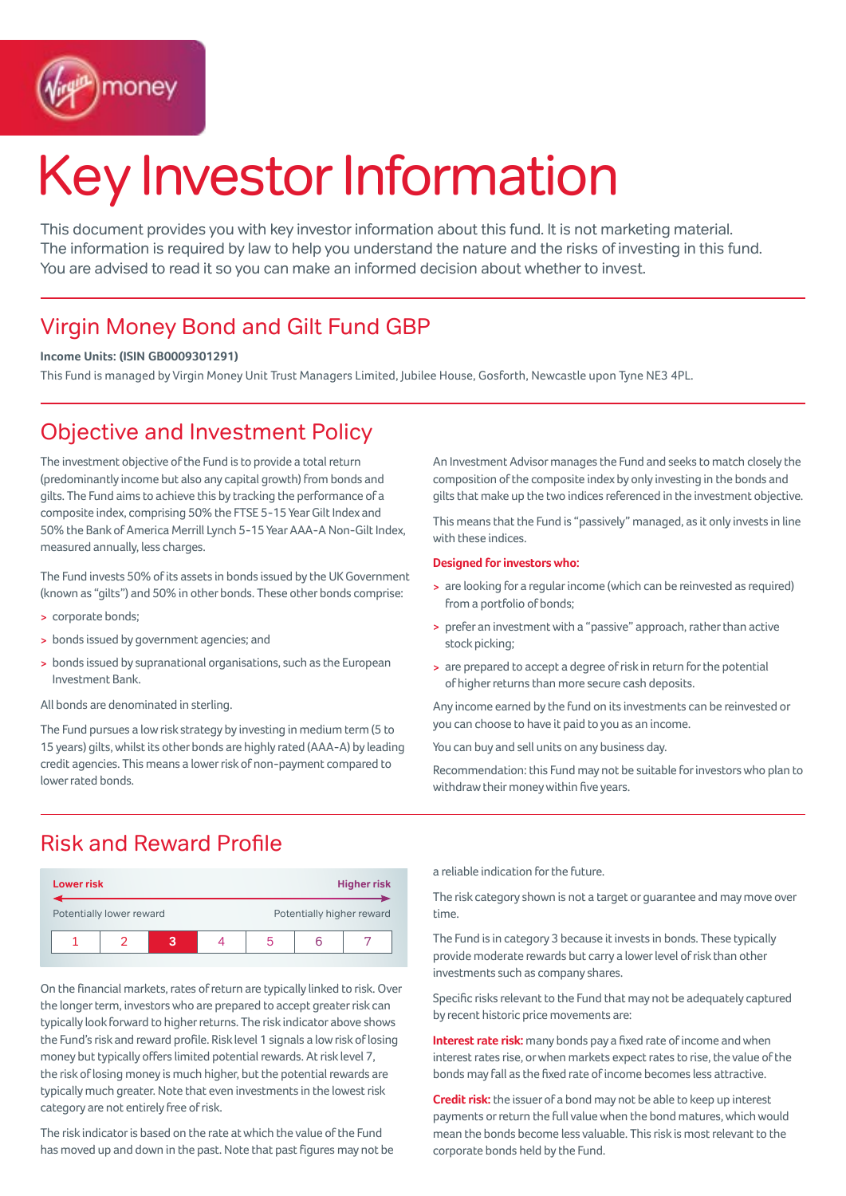# Key Investor Information

This document provides you with key investor information about this fund. It is not marketing material. The information is required by law to help you understand the nature and the risks of investing in this fund. You are advised to read it so you can make an informed decision about whether to invest.

## Virgin Money Bond and Gilt Fund GBP

**Income Units: (ISIN GB0009301291)**

This Fund is managed by Virgin Money Unit Trust Managers Limited, Jubilee House, Gosforth, Newcastle upon Tyne NE3 4PL.

## Objective and Investment Policy

The investment objective of the Fund is to provide a total return (predominantly income but also any capital growth) from bonds and gilts. The Fund aims to achieve this by tracking the performance of a composite index, comprising 50% the FTSE 5-15 Year Gilt Index and 50% the Bank of America Merrill Lynch 5-15 Year AAA-A Non-Gilt Index, measured annually, less charges.

The Fund invests 50% of its assets in bonds issued by the UK Government (known as "gilts") and 50% in other bonds. These other bonds comprise:

- corporate bonds;
- bonds issued by government agencies; and
- bonds issued by supranational organisations, such as the European Investment Bank.

All bonds are denominated in sterling.

The Fund pursues a low risk strategy by investing in medium term (5 to 15 years) gilts, whilst its other bonds are highly rated (AAA-A) by leading credit agencies. This means a lower risk of non-payment compared to lower rated bonds.

An Investment Advisor manages the Fund and seeks to match closely the composition of the composite index by only investing in the bonds and gilts that make up the two indices referenced in the investment objective.

This means that the Fund is "passively" managed, as it only invests in line with these indices.

**Designed for investors who:**

- are looking for a regular income (which can be reinvested as required) from a portfolio of bonds;
- prefer an investment with a "passive" approach, rather than active stock picking;
- are prepared to accept a degree of risk in return for the potential of higher returns than more secure cash deposits.

Any income earned by the fund on its investments can be reinvested or you can choose to have it paid to you as an income.

You can buy and sell units on any business day.

Recommendation: this Fund may not be suitable for investors who plan to withdraw their money within five years.

## Risk and Reward Profile

| Lower risk | | | | | | Higher risk |
|---|---|---|---|---|---|---|
| Potentially lower reward | | | | | | Potentially higher reward |
| 1 | 2 | **3** | 4 | 5 | 6 | 7 |

On the financial markets, rates of return are typically linked to risk. Over the longer term, investors who are prepared to accept greater risk can typically look forward to higher returns. The risk indicator above shows the Fund's risk and reward profile. Risk level 1 signals a low risk of losing money but typically offers limited potential rewards. At risk level 7, the risk of losing money is much higher, but the potential rewards are typically much greater. Note that even investments in the lowest risk category are not entirely free of risk.

The risk indicator is based on the rate at which the value of the Fund has moved up and down in the past. Note that past figures may not be a reliable indication for the future.

The risk category shown is not a target or guarantee and may move over time.

The Fund is in category 3 because it invests in bonds. These typically provide moderate rewards but carry a lower level of risk than other investments such as company shares.

Specific risks relevant to the Fund that may not be adequately captured by recent historic price movements are:

**Interest rate risk:** many bonds pay a fixed rate of income and when interest rates rise, or when markets expect rates to rise, the value of the bonds may fall as the fixed rate of income becomes less attractive.

**Credit risk:** the issuer of a bond may not be able to keep up interest payments or return the full value when the bond matures, which would mean the bonds become less valuable. This risk is most relevant to the corporate bonds held by the Fund.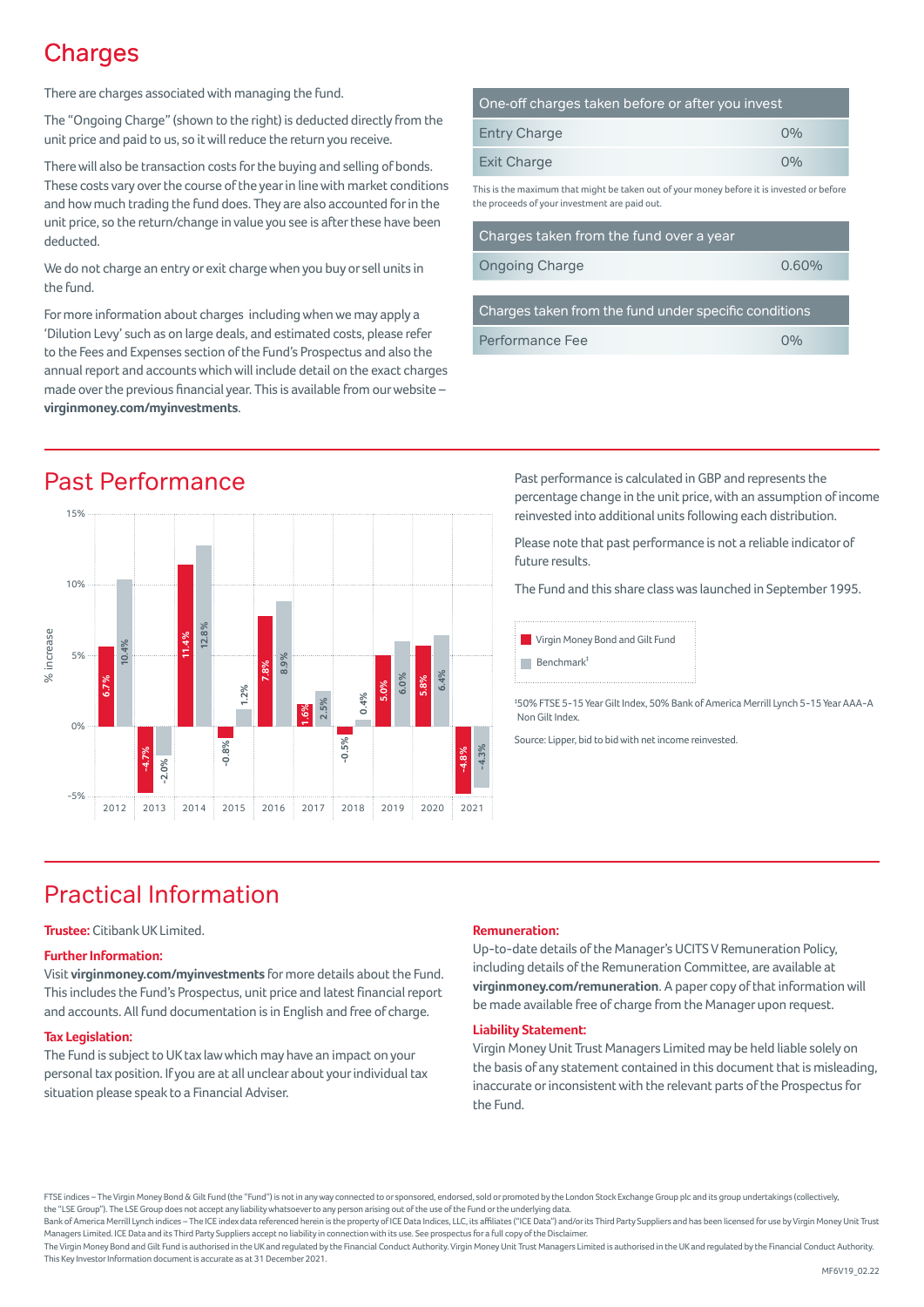## Charges

There are charges associated with managing the fund.

The "Ongoing Charge" (shown to the right) is deducted directly from the unit price and paid to us, so it will reduce the return you receive.

There will also be transaction costs for the buying and selling of bonds. These costs vary over the course of the year in line with market conditions and how much trading the fund does. They are also accounted for in the unit price, so the return/change in value you see is after these have been deducted.

We do not charge an entry or exit charge when you buy or sell units in the fund.

For more information about charges including when we may apply a 'Dilution Levy' such as on large deals, and estimated costs, please refer to the Fees and Expenses section of the Fund's Prospectus and also the annual report and accounts which will include detail on the exact charges made over the previous financial year. This is available from our website – **virginmoney.com/myinvestments**.

| One-off charges taken before or after you invest | |
|---|---|
| Entry Charge | 0% |
| Exit Charge | 0% |

This is the maximum that might be taken out of your money before it is invested or before the proceeds of your investment are paid out.

| Charges taken from the fund over a year | |
|---|---|
| Ongoing Charge | 0.60% |

| Charges taken from the fund under specific conditions | |
|---|---|
| Performance Fee | 0% |

## Past Performance

% increase

15%
10%
5%
0%
-5%

2012: 6.7% 10.4%
2013: -4.7% -2.0%
2014: 11.4% 12.8%
2015: -0.8% 1.2%
2016: 7.8% 8.9%
2017: 1.6% 2.5%
2018: -0.5% 0.4%
2019: 5.0% 6.0%
2020: 5.8% 6.4%
2021: -4.8% -4.3%

Past performance is calculated in GBP and represents the percentage change in the unit price, with an assumption of income reinvested into additional units following each distribution.

Please note that past performance is not a reliable indicator of future results.

The Fund and this share class was launched in September 1995.

Virgin Money Bond and Gilt Fund
Benchmark‡

‡50% FTSE 5-15 Year Gilt Index, 50% Bank of America Merrill Lynch 5-15 Year AAA-A Non Gilt Index.

Source: Lipper, bid to bid with net income reinvested.

## Practical Information

**Trustee:** Citibank UK Limited.

**Further Information:**
Visit **virginmoney.com/myinvestments** for more details about the Fund. This includes the Fund's Prospectus, unit price and latest financial report and accounts. All fund documentation is in English and free of charge.

**Tax Legislation:**
The Fund is subject to UK tax law which may have an impact on your personal tax position. If you are at all unclear about your individual tax situation please speak to a Financial Adviser.

**Remuneration:**
Up-to-date details of the Manager's UCITS V Remuneration Policy, including details of the Remuneration Committee, are available at **virginmoney.com/remuneration**. A paper copy of that information will be made available free of charge from the Manager upon request.

**Liability Statement:**
Virgin Money Unit Trust Managers Limited may be held liable solely on the basis of any statement contained in this document that is misleading, inaccurate or inconsistent with the relevant parts of the Prospectus for the Fund.

FTSE indices – The Virgin Money Bond & Gilt Fund (the "Fund") is not in any way connected to or sponsored, endorsed, sold or promoted by the London Stock Exchange Group plc and its group undertakings (collectively, the "LSE Group"). The LSE Group does not accept any liability whatsoever to any person arising out of the use of the Fund or the underlying data.
Bank of America Merrill Lynch indices – The ICE index data referenced herein is the property of ICE Data Indices, LLC, its affiliates ("ICE Data") and/or its Third Party Suppliers and has been licensed for use by Virgin Money Unit Trust Managers Limited. ICE Data and its Third Party Suppliers accept no liability in connection with its use. See prospectus for a full copy of the Disclaimer.
The Virgin Money Bond and Gilt Fund is authorised in the UK and regulated by the Financial Conduct Authority. Virgin Money Unit Trust Managers Limited is authorised in the UK and regulated by the Financial Conduct Authority.
This Key Investor Information document is accurate as at 31 December 2021.

MF6V19_02.22